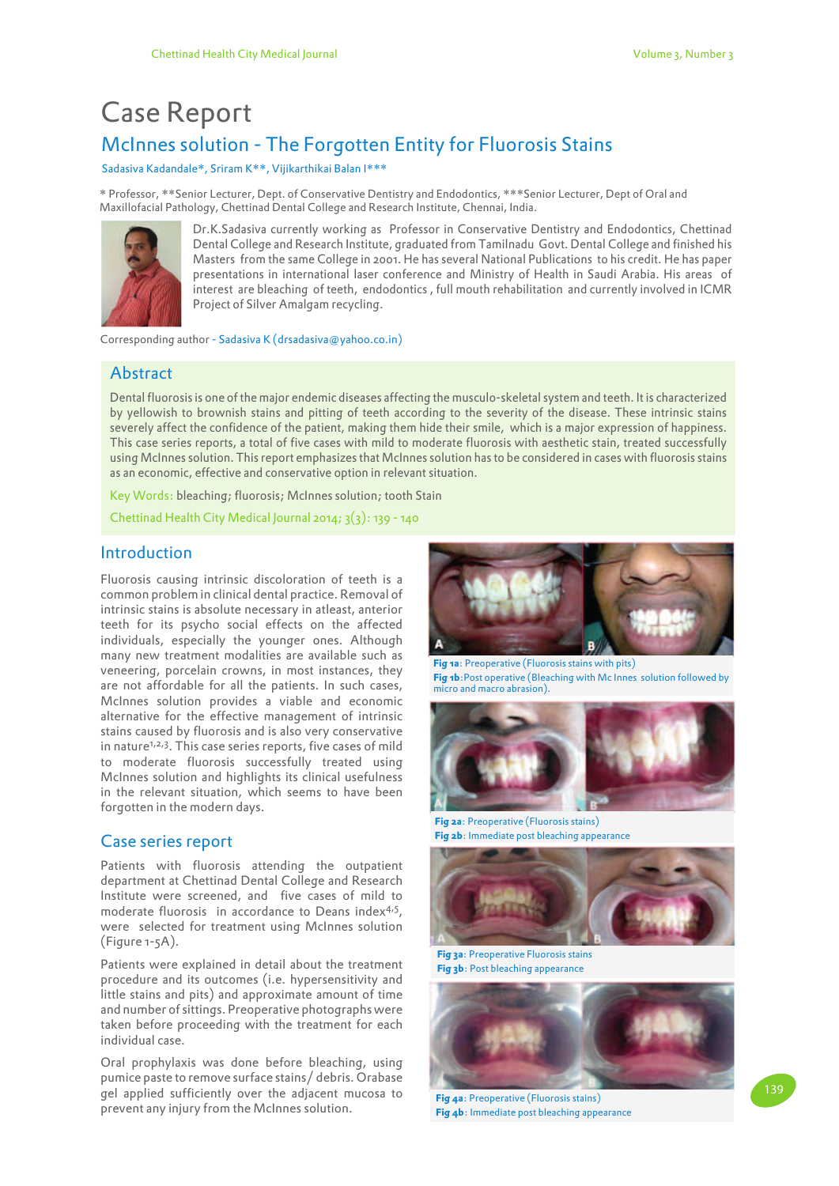# Case Report

## McInnes solution - The Forgotten Entity for Fluorosis Stains

Sadasiva Kadandale*, Sriram K**, Vijikarthikai Balan I***

* Professor, **Senior Lecturer, Dept. of Conservative Dentistry and Endodontics, ***Senior Lecturer, Dept of Oral and Maxillofacial Pathology, Chettinad Dental College and Research Institute, Chennai, India.

Dr.K.Sadasiva currently working as Professor in Conservative Dentistry and Endodontics, Chettinad Dental College and Research Institute, graduated from Tamilnadu Govt. Dental College and finished his Masters from the same College in 2001. He has several National Publications to his credit. He has paper presentations in international laser conference and Ministry of Health in Saudi Arabia. His areas of interest are bleaching of teeth, endodontics , full mouth rehabilitation and currently involved in ICMR Project of Silver Amalgam recycling.

Corresponding author - Sadasiva K (drsadasiva@yahoo.co.in)

## Abstract

Dental fluorosis is one of the major endemic diseases affecting the musculo-skeletal system and teeth. It is characterized by yellowish to brownish stains and pitting of teeth according to the severity of the disease. These intrinsic stains severely affect the confidence of the patient, making them hide their smile, which is a major expression of happiness. This case series reports, a total of five cases with mild to moderate fluorosis with aesthetic stain, treated successfully using McInnes solution. This report emphasizes that McInnes solution has to be considered in cases with fluorosis stains as an economic, effective and conservative option in relevant situation.

Key Words: bleaching; fluorosis; McInnes solution; tooth Stain

Chettinad Health City Medical Journal 2014; 3(3): 139 - 140

## Introduction

Fluorosis causing intrinsic discoloration of teeth is a common problem in clinical dental practice. Removal of intrinsic stains is absolute necessary in atleast, anterior teeth for its psycho social effects on the affected individuals, especially the younger ones. Although many new treatment modalities are available such as veneering, porcelain crowns, in most instances, they are not affordable for all the patients. In such cases, McInnes solution provides a viable and economic alternative for the effective management of intrinsic stains caused by fluorosis and is also very conservative in nature[1,2,3]. This case series reports, five cases of mild to moderate fluorosis successfully treated using McInnes solution and highlights its clinical usefulness in the relevant situation, which seems to have been forgotten in the modern days.

## Case series report

Patients with fluorosis attending the outpatient department at Chettinad Dental College and Research Institute were screened, and five cases of mild to moderate fluorosis in accordance to Deans index[4,5], were selected for treatment using McInnes solution (Figure 1-5A).

Patients were explained in detail about the treatment procedure and its outcomes (i.e. hypersensitivity and little stains and pits) and approximate amount of time and number of sittings. Preoperative photographs were taken before proceeding with the treatment for each individual case.

Oral prophylaxis was done before bleaching, using pumice paste to remove surface stains/ debris. Orabase gel applied sufficiently over the adjacent mucosa to prevent any injury from the McInnes solution.

**Fig 1a**: Preoperative (Fluorosis stains with pits)
**Fig 1b**: Post operative (Bleaching with Mc Innes solution followed by micro and macro abrasion).

**Fig 2a**: Preoperative (Fluorosis stains)
**Fig 2b**: Immediate post bleaching appearance

**Fig 3a**: Preoperative Fluorosis stains
**Fig 3b**: Post bleaching appearance

**Fig 4a**: Preoperative (Fluorosis stains)
**Fig 4b**: Immediate post bleaching appearance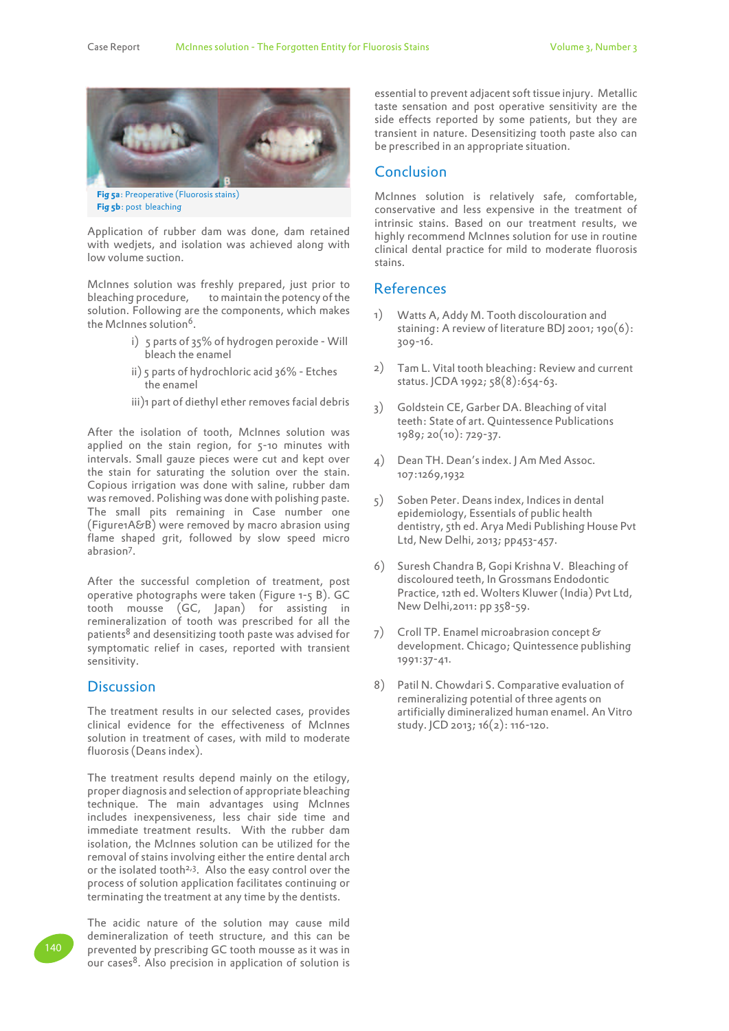Fig 5a: Preoperative (Fluorosis stains)
Fig 5b: post bleaching

Application of rubber dam was done, dam retained with wedjets, and isolation was achieved along with low volume suction.

McInnes solution was freshly prepared, just prior to bleaching procedure, to maintain the potency of the solution. Following are the components, which makes the McInnes solution[6].

i) 5 parts of 35% of hydrogen peroxide - Will bleach the enamel

ii) 5 parts of hydrochloric acid 36% - Etches the enamel

iii) 1 part of diethyl ether removes facial debris

After the isolation of tooth, McInnes solution was applied on the stain region, for 5-10 minutes with intervals. Small gauze pieces were cut and kept over the stain for saturating the solution over the stain. Copious irrigation was done with saline, rubber dam was removed. Polishing was done with polishing paste. The small pits remaining in Case number one (Figure1A&B) were removed by macro abrasion using flame shaped grit, followed by slow speed micro abrasion[7].

After the successful completion of treatment, post operative photographs were taken (Figure 1-5 B). GC tooth mousse (GC, Japan) for assisting in remineralization of tooth was prescribed for all the patients[8] and desensitizing tooth paste was advised for symptomatic relief in cases, reported with transient sensitivity.

## Discussion

The treatment results in our selected cases, provides clinical evidence for the effectiveness of McInnes solution in treatment of cases, with mild to moderate fluorosis (Deans index).

The treatment results depend mainly on the etilogy, proper diagnosis and selection of appropriate bleaching technique. The main advantages using McInnes includes inexpensiveness, less chair side time and immediate treatment results. With the rubber dam isolation, the McInnes solution can be utilized for the removal of stains involving either the entire dental arch or the isolated tooth[2,3]. Also the easy control over the process of solution application facilitates continuing or terminating the treatment at any time by the dentists.

The acidic nature of the solution may cause mild demineralization of teeth structure, and this can be prevented by prescribing GC tooth mousse as it was in our cases[8]. Also precision in application of solution is essential to prevent adjacent soft tissue injury. Metallic taste sensation and post operative sensitivity are the side effects reported by some patients, but they are transient in nature. Desensitizing tooth paste also can be prescribed in an appropriate situation.

## Conclusion

McInnes solution is relatively safe, comfortable, conservative and less expensive in the treatment of intrinsic stains. Based on our treatment results, we highly recommend McInnes solution for use in routine clinical dental practice for mild to moderate fluorosis stains.

## References

1) Watts A, Addy M. Tooth discolouration and staining: A review of literature BDJ 2001; 190(6): 309-16.

2) Tam L. Vital tooth bleaching: Review and current status. JCDA 1992; 58(8):654-63.

3) Goldstein CE, Garber DA. Bleaching of vital teeth: State of art. Quintessence Publications 1989; 20(10): 729-37.

4) Dean TH. Dean's index. J Am Med Assoc. 107:1269,1932

5) Soben Peter. Deans index, Indices in dental epidemiology, Essentials of public health dentistry, 5th ed. Arya Medi Publishing House Pvt Ltd, New Delhi, 2013; pp453-457.

6) Suresh Chandra B, Gopi Krishna V. Bleaching of discoloured teeth, In Grossmans Endodontic Practice, 12th ed. Wolters Kluwer (India) Pvt Ltd, New Delhi,2011: pp 358-59.

7) Croll TP. Enamel microabrasion concept & development. Chicago; Quintessence publishing 1991:37-41.

8) Patil N. Chowdari S. Comparative evaluation of remineralizing potential of three agents on artificially dimineralized human enamel. An Vitro study. JCD 2013; 16(2): 116-120.